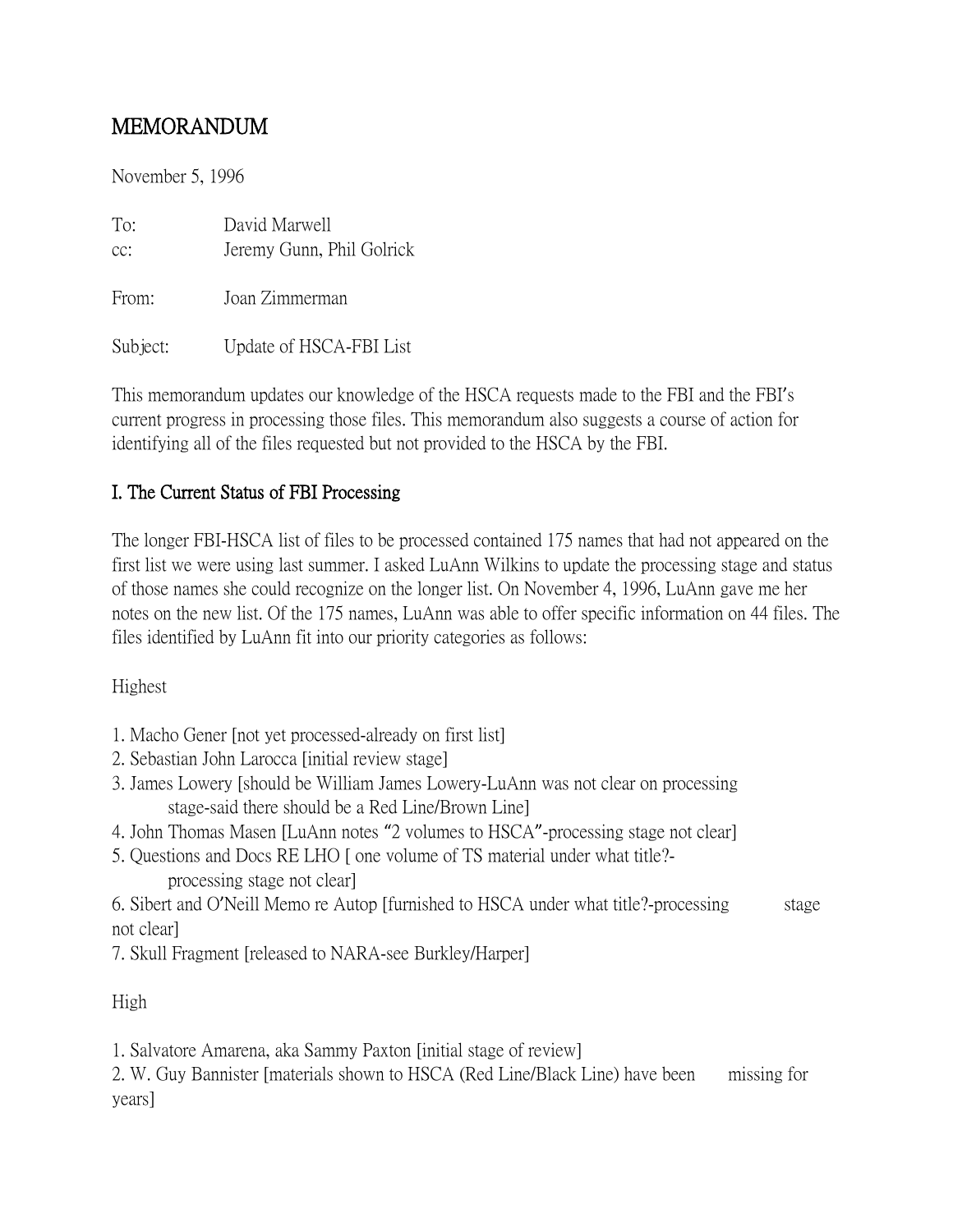# MEMORANDUM

November 5, 1996

To: David Marwell
cc: Jeremy Gunn, Phil Golrick

From: Joan Zimmerman

Subject: Update of HSCA-FBI List

This memorandum updates our knowledge of the HSCA requests made to the FBI and the FBI's current progress in processing those files. This memorandum also suggests a course of action for identifying all of the files requested but not provided to the HSCA by the FBI.

## I. The Current Status of FBI Processing

The longer FBI-HSCA list of files to be processed contained 175 names that had not appeared on the first list we were using last summer. I asked LuAnn Wilkins to update the processing stage and status of those names she could recognize on the longer list. On November 4, 1996, LuAnn gave me her notes on the new list. Of the 175 names, LuAnn was able to offer specific information on 44 files. The files identified by LuAnn fit into our priority categories as follows:

Highest

1. Macho Gener [not yet processed-already on first list]
2. Sebastian John Larocca [initial review stage]
3. James Lowery [should be William James Lowery-LuAnn was not clear on processing stage-said there should be a Red Line/Brown Line]
4. John Thomas Masen [LuAnn notes "2 volumes to HSCA"-processing stage not clear]
5. Questions and Docs RE LHO [ one volume of TS material under what title?-processing stage not clear]
6. Sibert and O'Neill Memo re Autop [furnished to HSCA under what title?-processing stage not clear]
7. Skull Fragment [released to NARA-see Burkley/Harper]

High

1. Salvatore Amarena, aka Sammy Paxton [initial stage of review]
2. W. Guy Bannister [materials shown to HSCA (Red Line/Black Line) have been missing for years]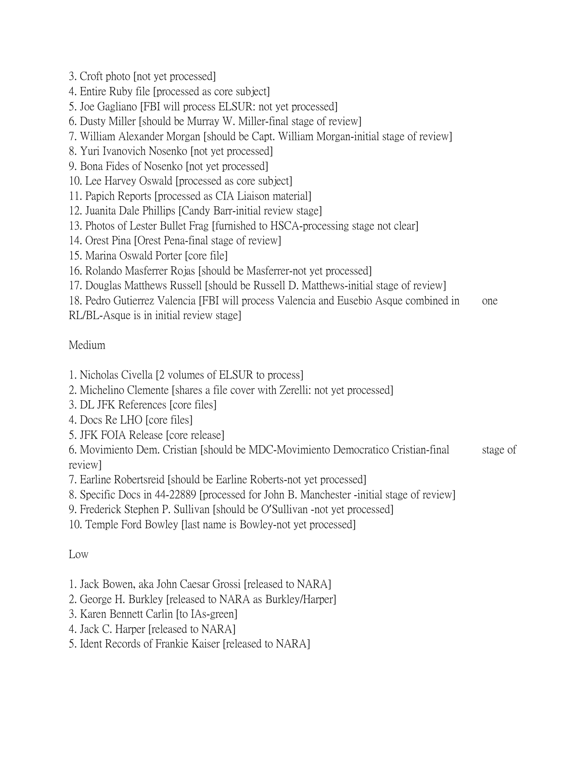3. Croft photo [not yet processed]
4. Entire Ruby file [processed as core subject]
5. Joe Gagliano [FBI will process ELSUR: not yet processed]
6. Dusty Miller [should be Murray W. Miller-final stage of review]
7. William Alexander Morgan [should be Capt. William Morgan-initial stage of review]
8. Yuri Ivanovich Nosenko [not yet processed]
9. Bona Fides of Nosenko [not yet processed]
10. Lee Harvey Oswald [processed as core subject]
11. Papich Reports [processed as CIA Liaison material]
12. Juanita Dale Phillips [Candy Barr-initial review stage]
13. Photos of Lester Bullet Frag [furnished to HSCA-processing stage not clear]
14. Orest Pina [Orest Pena-final stage of review]
15. Marina Oswald Porter [core file]
16. Rolando Masferrer Rojas [should be Masferrer-not yet processed]
17. Douglas Matthews Russell [should be Russell D. Matthews-initial stage of review]
18. Pedro Gutierrez Valencia [FBI will process Valencia and Eusebio Asque combined in one RL/BL-Asque is in initial review stage]

Medium

1. Nicholas Civella [2 volumes of ELSUR to process]
2. Michelino Clemente [shares a file cover with Zerelli: not yet processed]
3. DL JFK References [core files]
4. Docs Re LHO [core files]
5. JFK FOIA Release [core release]
6. Movimiento Dem. Cristian [should be MDC-Movimiento Democratico Cristian-final stage of review]
7. Earline Robertsreid [should be Earline Roberts-not yet processed]
8. Specific Docs in 44-22889 [processed for John B. Manchester -initial stage of review]
9. Frederick Stephen P. Sullivan [should be O'Sullivan -not yet processed]
10. Temple Ford Bowley [last name is Bowley-not yet processed]

Low

1. Jack Bowen, aka John Caesar Grossi [released to NARA]
2. George H. Burkley [released to NARA as Burkley/Harper]
3. Karen Bennett Carlin [to IAs-green]
4. Jack C. Harper [released to NARA]
5. Ident Records of Frankie Kaiser [released to NARA]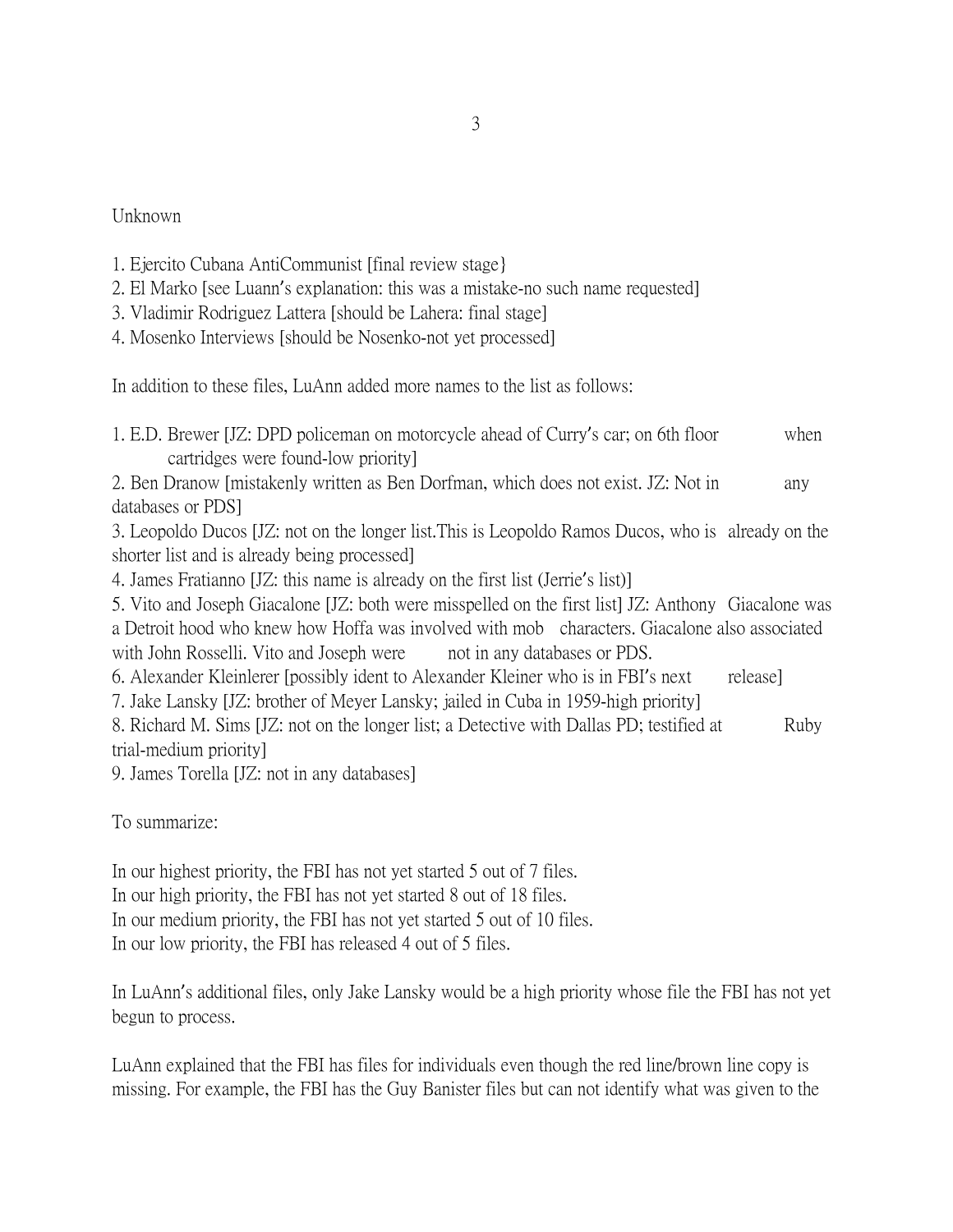Unknown

1. Ejercito Cubana AntiCommunist [final review stage}
2. El Marko [see Luann's explanation: this was a mistake-no such name requested]
3. Vladimir Rodriguez Lattera [should be Lahera: final stage]
4. Mosenko Interviews [should be Nosenko-not yet processed]

In addition to these files, LuAnn added more names to the list as follows:

1. E.D. Brewer [JZ: DPD policeman on motorcycle ahead of Curry's car; on 6th floor when cartridges were found-low priority]
2. Ben Dranow [mistakenly written as Ben Dorfman, which does not exist. JZ: Not in any databases or PDS]
3. Leopoldo Ducos [JZ: not on the longer list.This is Leopoldo Ramos Ducos, who is already on the shorter list and is already being processed]
4. James Fratianno [JZ: this name is already on the first list (Jerrie's list)]
5. Vito and Joseph Giacalone [JZ: both were misspelled on the first list] JZ: Anthony Giacalone was a Detroit hood who knew how Hoffa was involved with mob characters. Giacalone also associated with John Rosselli. Vito and Joseph were not in any databases or PDS.
6. Alexander Kleinlerer [possibly ident to Alexander Kleiner who is in FBI's next release]
7. Jake Lansky [JZ: brother of Meyer Lansky; jailed in Cuba in 1959-high priority]
8. Richard M. Sims [JZ: not on the longer list; a Detective with Dallas PD; testified at Ruby trial-medium priority]
9. James Torella [JZ: not in any databases]

To summarize:

In our highest priority, the FBI has not yet started 5 out of 7 files.
In our high priority, the FBI has not yet started 8 out of 18 files.
In our medium priority, the FBI has not yet started 5 out of 10 files.
In our low priority, the FBI has released 4 out of 5 files.

In LuAnn's additional files, only Jake Lansky would be a high priority whose file the FBI has not yet begun to process.

LuAnn explained that the FBI has files for individuals even though the red line/brown line copy is missing. For example, the FBI has the Guy Banister files but can not identify what was given to the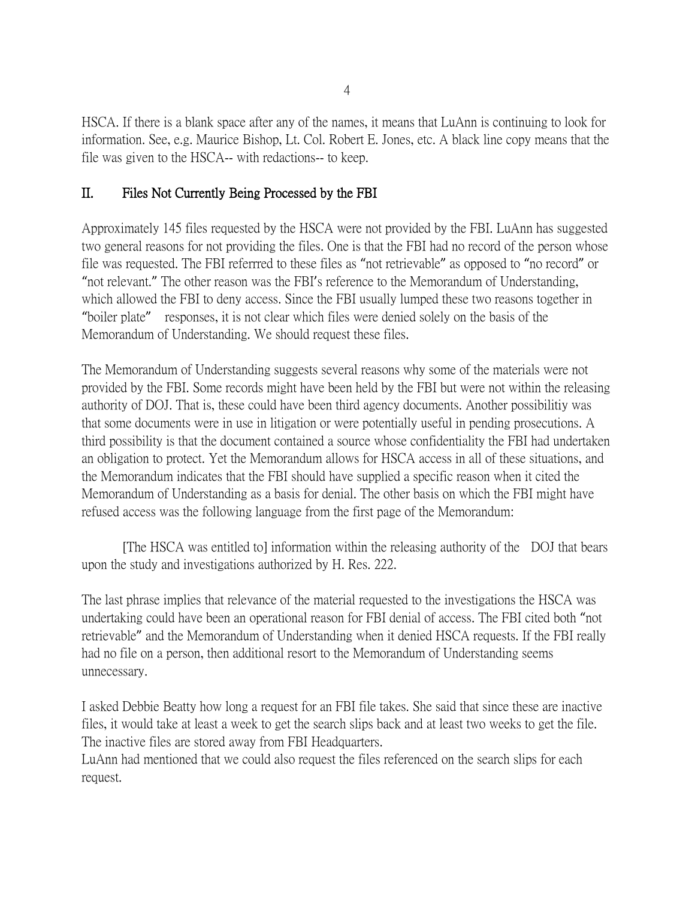HSCA. If there is a blank space after any of the names, it means that LuAnn is continuing to look for information. See, e.g. Maurice Bishop, Lt. Col. Robert E. Jones, etc. A black line copy means that the file was given to the HSCA-- with redactions-- to keep.

## II. Files Not Currently Being Processed by the FBI

Approximately 145 files requested by the HSCA were not provided by the FBI. LuAnn has suggested two general reasons for not providing the files. One is that the FBI had no record of the person whose file was requested. The FBI referrred to these files as "not retrievable" as opposed to "no record" or "not relevant." The other reason was the FBI's reference to the Memorandum of Understanding, which allowed the FBI to deny access. Since the FBI usually lumped these two reasons together in "boiler plate" responses, it is not clear which files were denied solely on the basis of the Memorandum of Understanding. We should request these files.

The Memorandum of Understanding suggests several reasons why some of the materials were not provided by the FBI. Some records might have been held by the FBI but were not within the releasing authority of DOJ. That is, these could have been third agency documents. Another possibilitiy was that some documents were in use in litigation or were potentially useful in pending prosecutions. A third possibility is that the document contained a source whose confidentiality the FBI had undertaken an obligation to protect. Yet the Memorandum allows for HSCA access in all of these situations, and the Memorandum indicates that the FBI should have supplied a specific reason when it cited the Memorandum of Understanding as a basis for denial. The other basis on which the FBI might have refused access was the following language from the first page of the Memorandum:

> [The HSCA was entitled to] information within the releasing authority of the DOJ that bears upon the study and investigations authorized by H. Res. 222.

The last phrase implies that relevance of the material requested to the investigations the HSCA was undertaking could have been an operational reason for FBI denial of access. The FBI cited both "not retrievable" and the Memorandum of Understanding when it denied HSCA requests. If the FBI really had no file on a person, then additional resort to the Memorandum of Understanding seems unnecessary.

I asked Debbie Beatty how long a request for an FBI file takes. She said that since these are inactive files, it would take at least a week to get the search slips back and at least two weeks to get the file. The inactive files are stored away from FBI Headquarters.

LuAnn had mentioned that we could also request the files referenced on the search slips for each request.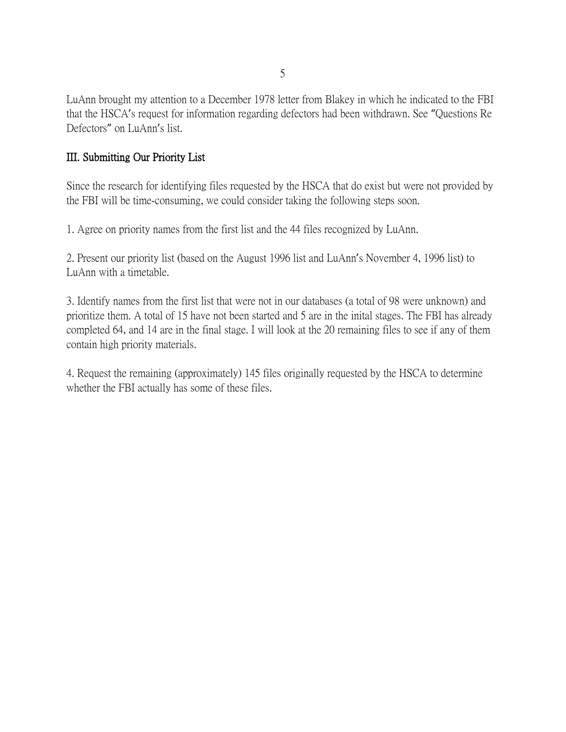LuAnn brought my attention to a December 1978 letter from Blakey in which he indicated to the FBI that the HSCA's request for information regarding defectors had been withdrawn. See "Questions Re Defectors" on LuAnn's list.

## III. Submitting Our Priority List

Since the research for identifying files requested by the HSCA that do exist but were not provided by the FBI will be time-consuming, we could consider taking the following steps soon.

1. Agree on priority names from the first list and the 44 files recognized by LuAnn.

2. Present our priority list (based on the August 1996 list and LuAnn's November 4, 1996 list) to LuAnn with a timetable.

3. Identify names from the first list that were not in our databases (a total of 98 were unknown) and prioritize them. A total of 15 have not been started and 5 are in the inital stages. The FBI has already completed 64, and 14 are in the final stage. I will look at the 20 remaining files to see if any of them contain high priority materials.

4. Request the remaining (approximately) 145 files originally requested by the HSCA to determine whether the FBI actually has some of these files.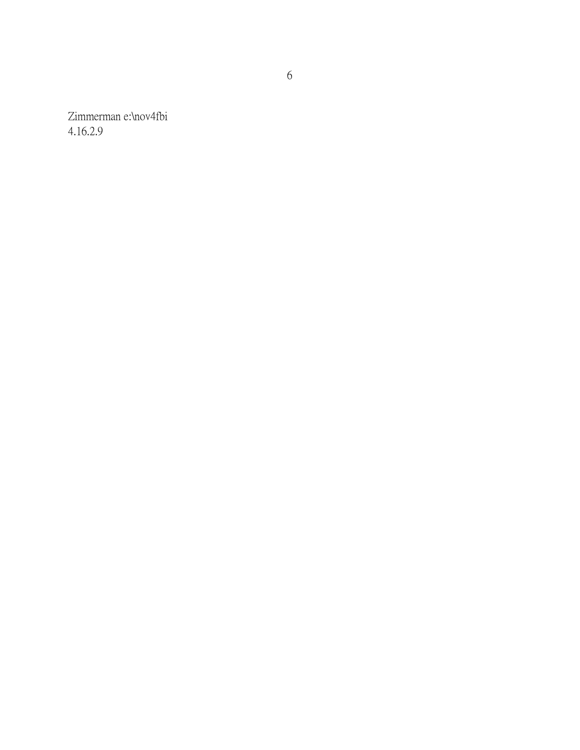Zimmerman e:\nov4fbi
4.16.2.9